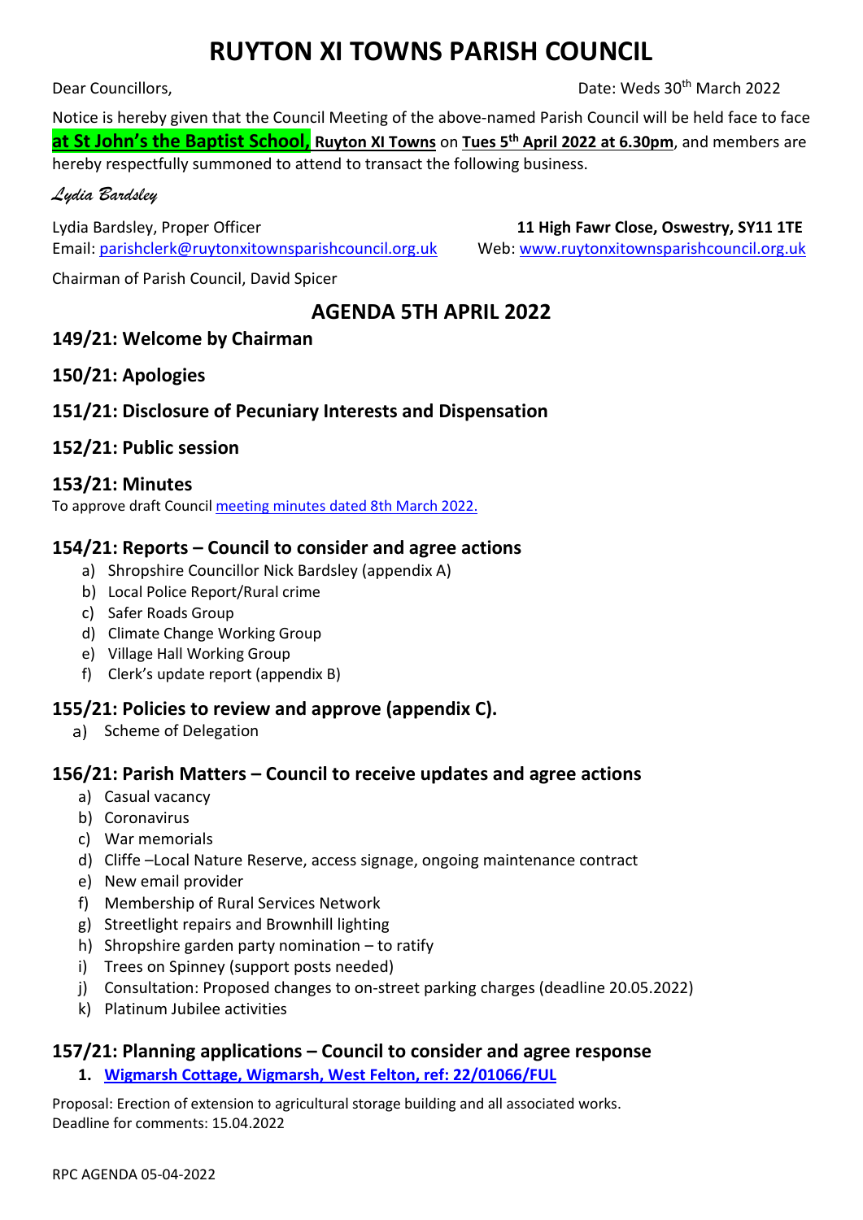# RUYTON XI TOWNS PARISH COUNCIL

Dear Councillors, Date: Weds 30th March 2022

Notice is hereby given that the Council Meeting of the above-named Parish Council will be held face to face **at St John's the Baptist School, Ruyton XI Towns** on **Tues 5th April 2022 at 6.30pm**, and members are hereby respectfully summoned to attend to transact the following business.

*Lydia Bardsley*

Lydia Bardsley, Proper Officer **11 High Fawr Close, Oswestry, SY11 1TE**
Email: parishclerk@ruytonxitownsparishcouncil.org.uk Web: www.ruytonxitownsparishcouncil.org.uk

Chairman of Parish Council, David Spicer

## AGENDA 5TH APRIL 2022

### 149/21: Welcome by Chairman

### 150/21: Apologies

### 151/21: Disclosure of Pecuniary Interests and Dispensation

### 152/21: Public session

### 153/21: Minutes

To approve draft Council meeting minutes dated 8th March 2022.

### 154/21: Reports – Council to consider and agree actions

a) Shropshire Councillor Nick Bardsley (appendix A)
b) Local Police Report/Rural crime
c) Safer Roads Group
d) Climate Change Working Group
e) Village Hall Working Group
f) Clerk's update report (appendix B)

### 155/21: Policies to review and approve (appendix C).

a) Scheme of Delegation

### 156/21: Parish Matters – Council to receive updates and agree actions

a) Casual vacancy
b) Coronavirus
c) War memorials
d) Cliffe –Local Nature Reserve, access signage, ongoing maintenance contract
e) New email provider
f) Membership of Rural Services Network
g) Streetlight repairs and Brownhill lighting
h) Shropshire garden party nomination – to ratify
i) Trees on Spinney (support posts needed)
j) Consultation: Proposed changes to on-street parking charges (deadline 20.05.2022)
k) Platinum Jubilee activities

### 157/21: Planning applications – Council to consider and agree response

1. **Wigmarsh Cottage, Wigmarsh, West Felton, ref: 22/01066/FUL**

Proposal: Erection of extension to agricultural storage building and all associated works.
Deadline for comments: 15.04.2022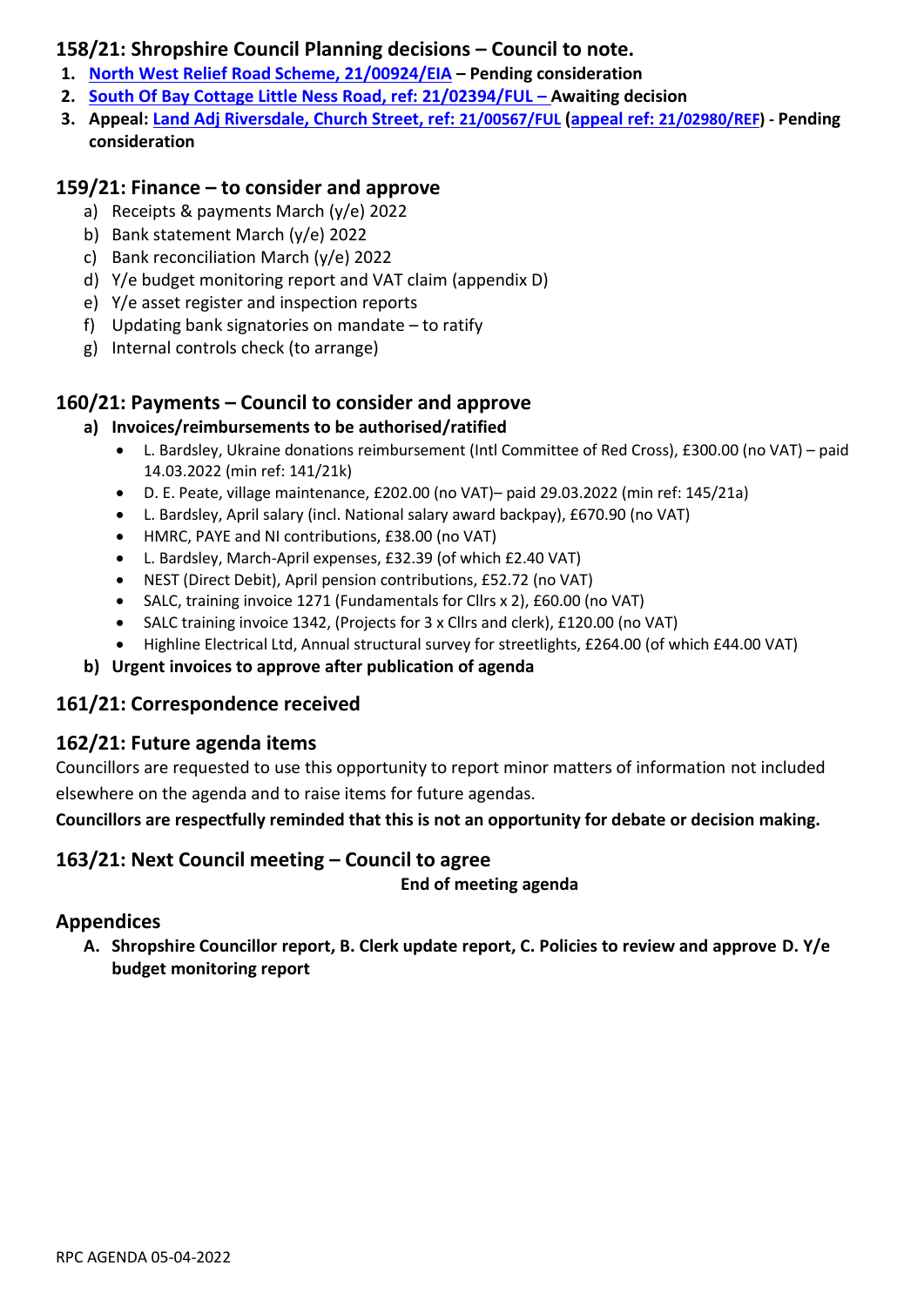## 158/21: Shropshire Council Planning decisions – Council to note.

1. **North West Relief Road Scheme, 21/00924/EIA – Pending consideration**
2. **South Of Bay Cottage Little Ness Road, ref: 21/02394/FUL – Awaiting decision**
3. **Appeal: Land Adj Riversdale, Church Street, ref: 21/00567/FUL (appeal ref: 21/02980/REF) - Pending consideration**

## 159/21: Finance – to consider and approve

a) Receipts & payments March (y/e) 2022
b) Bank statement March (y/e) 2022
c) Bank reconciliation March (y/e) 2022
d) Y/e budget monitoring report and VAT claim (appendix D)
e) Y/e asset register and inspection reports
f) Updating bank signatories on mandate – to ratify
g) Internal controls check (to arrange)

## 160/21: Payments – Council to consider and approve

**a) Invoices/reimbursements to be authorised/ratified**

- L. Bardsley, Ukraine donations reimbursement (Intl Committee of Red Cross), £300.00 (no VAT) – paid 14.03.2022 (min ref: 141/21k)
- D. E. Peate, village maintenance, £202.00 (no VAT)– paid 29.03.2022 (min ref: 145/21a)
- L. Bardsley, April salary (incl. National salary award backpay), £670.90 (no VAT)
- HMRC, PAYE and NI contributions, £38.00 (no VAT)
- L. Bardsley, March-April expenses, £32.39 (of which £2.40 VAT)
- NEST (Direct Debit), April pension contributions, £52.72 (no VAT)
- SALC, training invoice 1271 (Fundamentals for Cllrs x 2), £60.00 (no VAT)
- SALC training invoice 1342, (Projects for 3 x Cllrs and clerk), £120.00 (no VAT)
- Highline Electrical Ltd, Annual structural survey for streetlights, £264.00 (of which £44.00 VAT)

**b) Urgent invoices to approve after publication of agenda**

## 161/21: Correspondence received

## 162/21: Future agenda items

Councillors are requested to use this opportunity to report minor matters of information not included elsewhere on the agenda and to raise items for future agendas.

**Councillors are respectfully reminded that this is not an opportunity for debate or decision making.**

## 163/21: Next Council meeting – Council to agree

**End of meeting agenda**

## Appendices

**A. Shropshire Councillor report, B. Clerk update report, C. Policies to review and approve D. Y/e budget monitoring report**